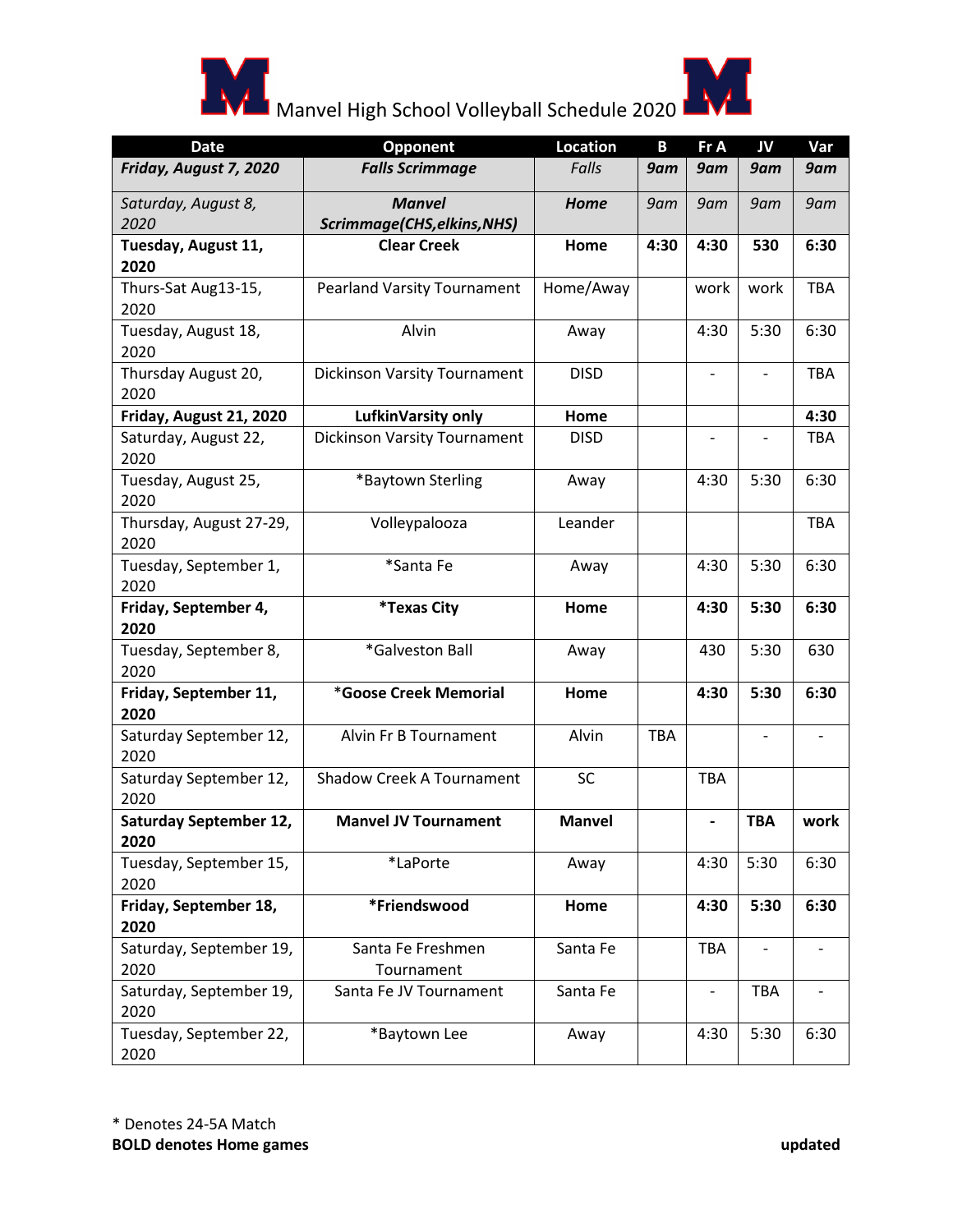# Manvel High School Volleyball Schedule 2020

| Date | Opponent | Location | B | Fr A | JV | Var |
|---|---|---|---|---|---|---|
| ***Friday, August 7, 2020*** | ***Falls Scrimmage*** | *Falls* | ***9am*** | ***9am*** | ***9am*** | ***9am*** |
| *Saturday, August 8, 2020* | ***Manvel Scrimmage(CHS,elkins,NHS)*** | ***Home*** | *9am* | *9am* | *9am* | *9am* |
| **Tuesday, August 11, 2020** | **Clear Creek** | **Home** | **4:30** | **4:30** | **530** | **6:30** |
| Thurs-Sat Aug13-15, 2020 | Pearland Varsity Tournament | Home/Away | | work | work | TBA |
| Tuesday, August 18, 2020 | Alvin | Away | | 4:30 | 5:30 | 6:30 |
| Thursday August 20, 2020 | Dickinson Varsity Tournament | DISD | | - | - | TBA |
| **Friday, August 21, 2020** | **LufkinVarsity only** | **Home** | | | | **4:30** |
| Saturday, August 22, 2020 | Dickinson Varsity Tournament | DISD | | - | - | TBA |
| Tuesday, August 25, 2020 | *Baytown Sterling | Away | | 4:30 | 5:30 | 6:30 |
| Thursday, August 27-29, 2020 | Volleypalooza | Leander | | | | TBA |
| Tuesday, September 1, 2020 | *Santa Fe | Away | | 4:30 | 5:30 | 6:30 |
| **Friday, September 4, 2020** | ***Texas City** | **Home** | | **4:30** | **5:30** | **6:30** |
| Tuesday, September 8, 2020 | *Galveston Ball | Away | | 430 | 5:30 | 630 |
| **Friday, September 11, 2020** | ***Goose Creek Memorial** | **Home** | | **4:30** | **5:30** | **6:30** |
| Saturday September 12, 2020 | Alvin Fr B Tournament | Alvin | TBA | | - | - |
| Saturday September 12, 2020 | Shadow Creek A Tournament | SC | | TBA | | |
| **Saturday September 12, 2020** | **Manvel JV Tournament** | **Manvel** | | **-** | **TBA** | **work** |
| Tuesday, September 15, 2020 | *LaPorte | Away | | 4:30 | 5:30 | 6:30 |
| **Friday, September 18, 2020** | ***Friendswood** | **Home** | | **4:30** | **5:30** | **6:30** |
| Saturday, September 19, 2020 | Santa Fe Freshmen Tournament | Santa Fe | | TBA | - | - |
| Saturday, September 19, 2020 | Santa Fe JV Tournament | Santa Fe | | - | TBA | - |
| Tuesday, September 22, 2020 | *Baytown Lee | Away | | 4:30 | 5:30 | 6:30 |

\* Denotes 24-5A Match

**BOLD denotes Home games** **updated**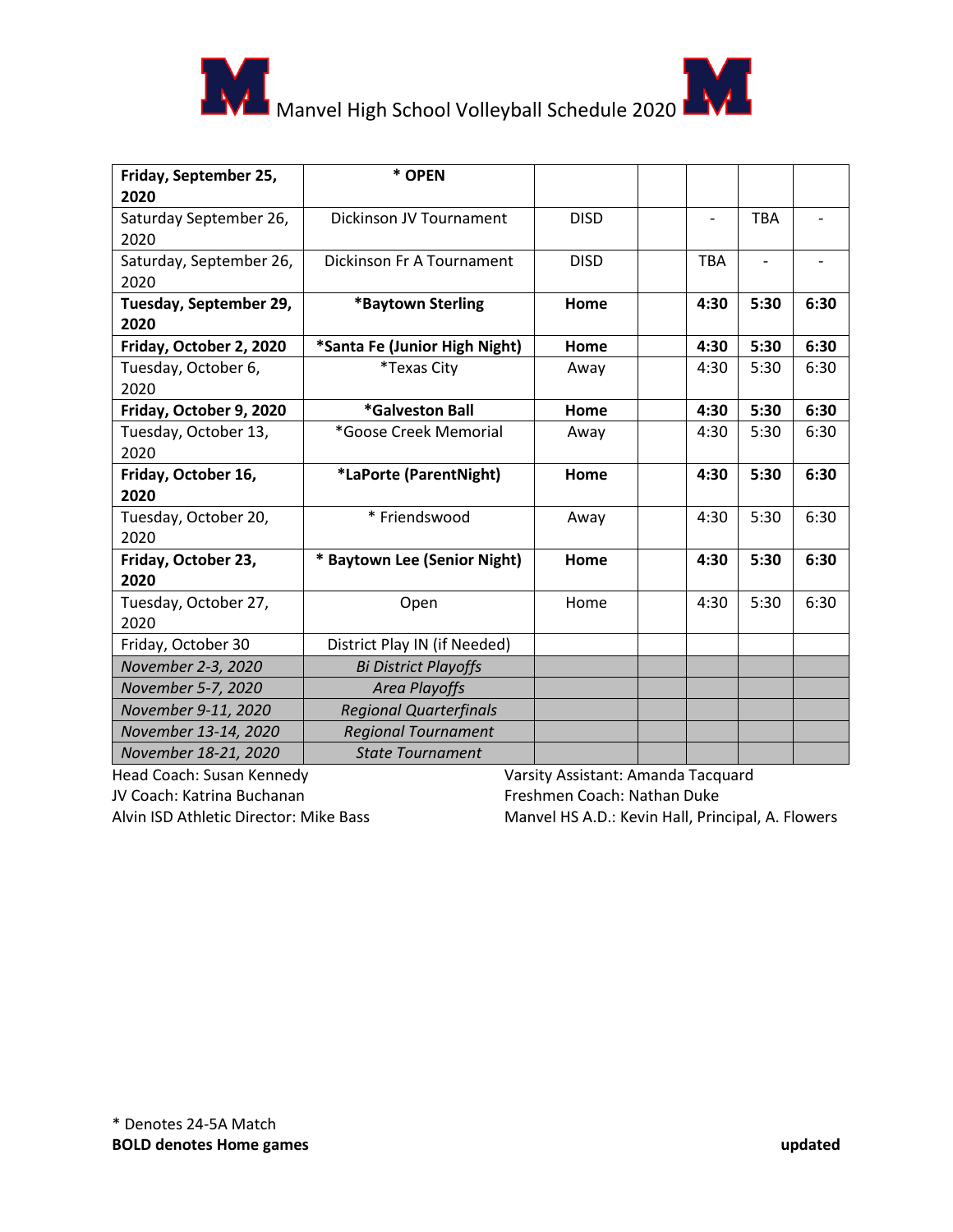# Manvel High School Volleyball Schedule 2020

| | | | | | | |
|---|---|---|---|---|---|---|
| **Friday, September 25, 2020** | ***OPEN** | | | | | |
| Saturday September 26, 2020 | Dickinson JV Tournament | DISD | | - | TBA | - |
| Saturday, September 26, 2020 | Dickinson Fr A Tournament | DISD | | TBA | - | - |
| **Tuesday, September 29, 2020** | ***Baytown Sterling** | **Home** | | **4:30** | **5:30** | **6:30** |
| **Friday, October 2, 2020** | ***Santa Fe (Junior High Night)** | **Home** | | **4:30** | **5:30** | **6:30** |
| Tuesday, October 6, 2020 | *Texas City | Away | | 4:30 | 5:30 | 6:30 |
| **Friday, October 9, 2020** | ***Galveston Ball** | **Home** | | **4:30** | **5:30** | **6:30** |
| Tuesday, October 13, 2020 | *Goose Creek Memorial | Away | | 4:30 | 5:30 | 6:30 |
| **Friday, October 16, 2020** | ***LaPorte (ParentNight)** | **Home** | | **4:30** | **5:30** | **6:30** |
| Tuesday, October 20, 2020 | * Friendswood | Away | | 4:30 | 5:30 | 6:30 |
| **Friday, October 23, 2020** | *** Baytown Lee (Senior Night)** | **Home** | | **4:30** | **5:30** | **6:30** |
| Tuesday, October 27, 2020 | Open | Home | | 4:30 | 5:30 | 6:30 |
| Friday, October 30 | District Play IN (if Needed) | | | | | |
| *November 2-3, 2020* | *Bi District Playoffs* | | | | | |
| *November 5-7, 2020* | *Area Playoffs* | | | | | |
| *November 9-11, 2020* | *Regional Quarterfinals* | | | | | |
| *November 13-14, 2020* | *Regional Tournament* | | | | | |
| *November 18-21, 2020* | *State Tournament* | | | | | |

Head Coach: Susan Kennedy
Varsity Assistant: Amanda Tacquard
JV Coach: Katrina Buchanan
Freshmen Coach: Nathan Duke
Alvin ISD Athletic Director: Mike Bass
Manvel HS A.D.: Kevin Hall, Principal, A. Flowers

* Denotes 24-5A Match
**BOLD denotes Home games**

**updated**